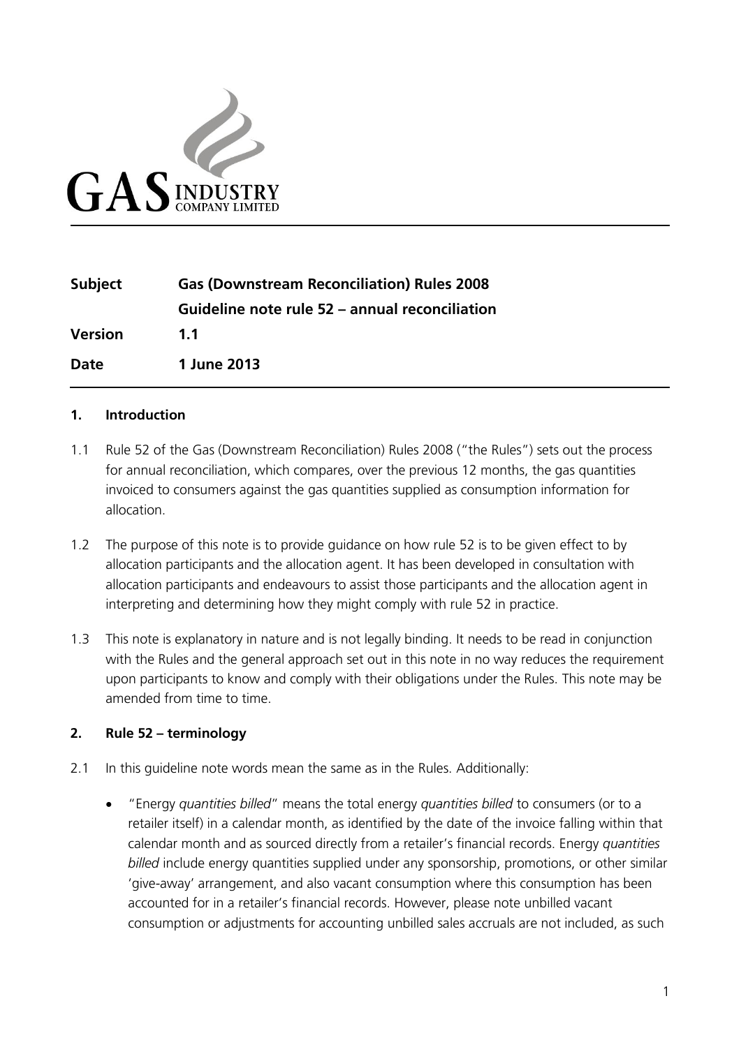GAS INDUSTRY COMPANY LIMITED

| | |
|---|---|
| **Subject** | **Gas (Downstream Reconciliation) Rules 2008** |
| | **Guideline note rule 52 – annual reconciliation** |
| **Version** | **1.1** |
| **Date** | **1 June 2013** |

## 1. Introduction

1.1 Rule 52 of the Gas (Downstream Reconciliation) Rules 2008 ("the Rules") sets out the process for annual reconciliation, which compares, over the previous 12 months, the gas quantities invoiced to consumers against the gas quantities supplied as consumption information for allocation.

1.2 The purpose of this note is to provide guidance on how rule 52 is to be given effect to by allocation participants and the allocation agent. It has been developed in consultation with allocation participants and endeavours to assist those participants and the allocation agent in interpreting and determining how they might comply with rule 52 in practice.

1.3 This note is explanatory in nature and is not legally binding. It needs to be read in conjunction with the Rules and the general approach set out in this note in no way reduces the requirement upon participants to know and comply with their obligations under the Rules. This note may be amended from time to time.

## 2. Rule 52 – terminology

2.1 In this guideline note words mean the same as in the Rules. Additionally:

- "Energy *quantities billed*" means the total energy *quantities billed* to consumers (or to a retailer itself) in a calendar month, as identified by the date of the invoice falling within that calendar month and as sourced directly from a retailer's financial records. Energy *quantities billed* include energy quantities supplied under any sponsorship, promotions, or other similar 'give-away' arrangement, and also vacant consumption where this consumption has been accounted for in a retailer's financial records. However, please note unbilled vacant consumption or adjustments for accounting unbilled sales accruals are not included, as such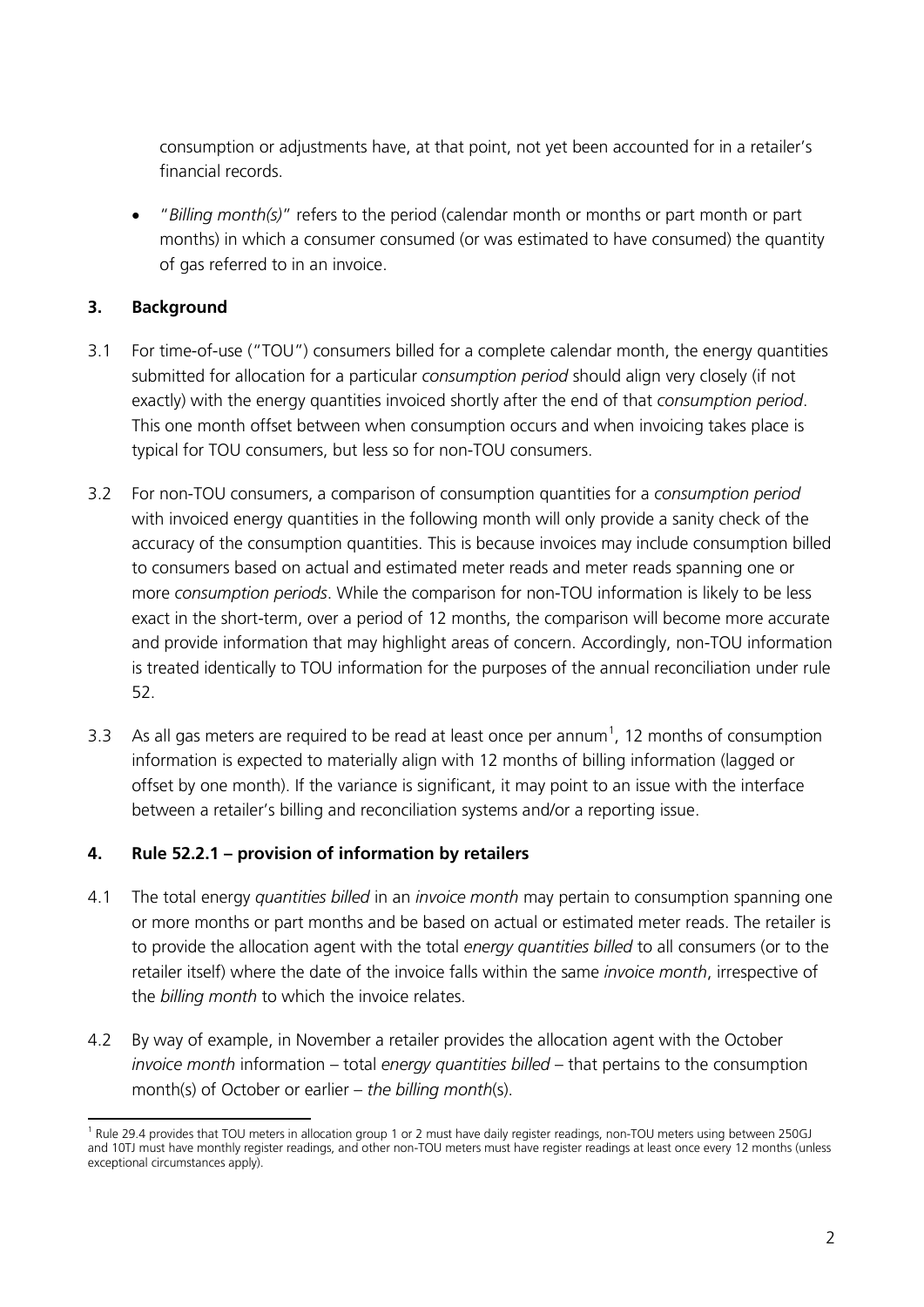consumption or adjustments have, at that point, not yet been accounted for in a retailer's financial records.

- "*Billing month(s)*" refers to the period (calendar month or months or part month or part months) in which a consumer consumed (or was estimated to have consumed) the quantity of gas referred to in an invoice.

## 3. Background

3.1 For time-of-use ("TOU") consumers billed for a complete calendar month, the energy quantities submitted for allocation for a particular *consumption period* should align very closely (if not exactly) with the energy quantities invoiced shortly after the end of that *consumption period*. This one month offset between when consumption occurs and when invoicing takes place is typical for TOU consumers, but less so for non-TOU consumers.

3.2 For non-TOU consumers, a comparison of consumption quantities for a *consumption period* with invoiced energy quantities in the following month will only provide a sanity check of the accuracy of the consumption quantities. This is because invoices may include consumption billed to consumers based on actual and estimated meter reads and meter reads spanning one or more *consumption periods*. While the comparison for non-TOU information is likely to be less exact in the short-term, over a period of 12 months, the comparison will become more accurate and provide information that may highlight areas of concern. Accordingly, non-TOU information is treated identically to TOU information for the purposes of the annual reconciliation under rule 52.

3.3 As all gas meters are required to be read at least once per annum[1], 12 months of consumption information is expected to materially align with 12 months of billing information (lagged or offset by one month). If the variance is significant, it may point to an issue with the interface between a retailer's billing and reconciliation systems and/or a reporting issue.

## 4. Rule 52.2.1 – provision of information by retailers

4.1 The total energy *quantities billed* in an *invoice month* may pertain to consumption spanning one or more months or part months and be based on actual or estimated meter reads. The retailer is to provide the allocation agent with the total *energy quantities billed* to all consumers (or to the retailer itself) where the date of the invoice falls within the same *invoice month*, irrespective of the *billing month* to which the invoice relates.

4.2 By way of example, in November a retailer provides the allocation agent with the October *invoice month* information – total *energy quantities billed* – that pertains to the consumption month(s) of October or earlier – *the billing month*(s).

---

[1] Rule 29.4 provides that TOU meters in allocation group 1 or 2 must have daily register readings, non-TOU meters using between 250GJ and 10TJ must have monthly register readings, and other non-TOU meters must have register readings at least once every 12 months (unless exceptional circumstances apply).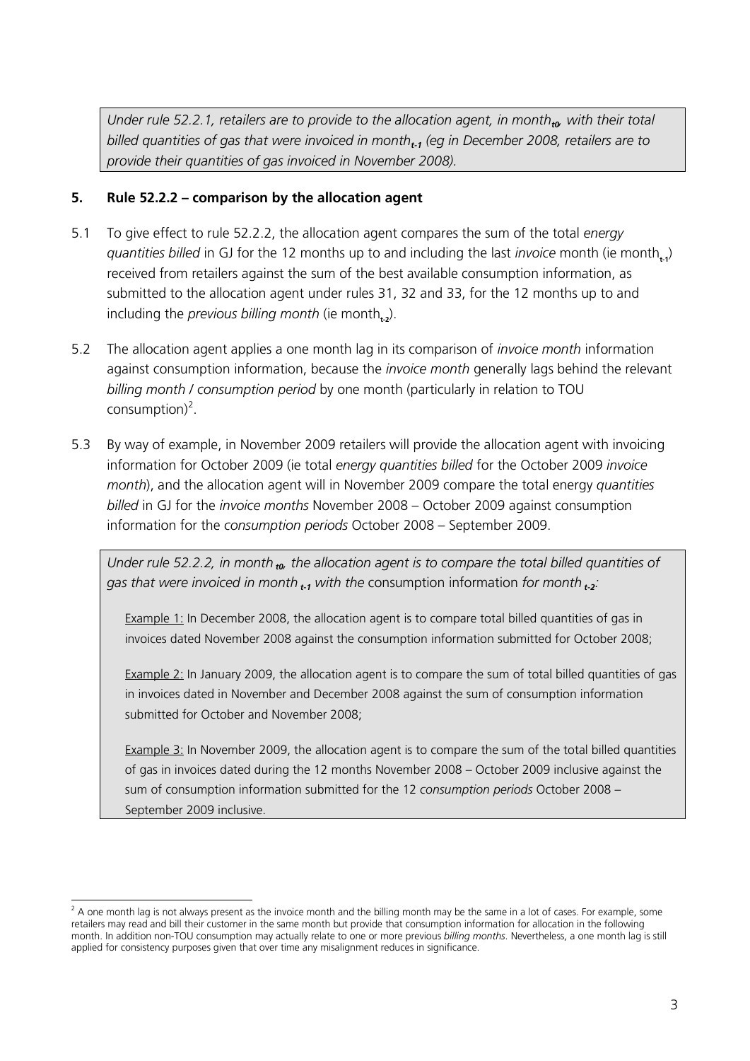*Under rule 52.2.1, retailers are to provide to the allocation agent, in month*$_{t0}$*, with their total billed quantities of gas that were invoiced in month*$_{t-1}$ *(eg in December 2008, retailers are to provide their quantities of gas invoiced in November 2008).*

## 5. Rule 52.2.2 – comparison by the allocation agent

5.1 To give effect to rule 52.2.2, the allocation agent compares the sum of the total *energy quantities billed* in GJ for the 12 months up to and including the last *invoice* month (ie month$_{t-1}$) received from retailers against the sum of the best available consumption information, as submitted to the allocation agent under rules 31, 32 and 33, for the 12 months up to and including the *previous billing month* (ie month$_{t-2}$).

5.2 The allocation agent applies a one month lag in its comparison of *invoice month* information against consumption information, because the *invoice month* generally lags behind the relevant *billing month / consumption period* by one month (particularly in relation to TOU consumption)[2].

5.3 By way of example, in November 2009 retailers will provide the allocation agent with invoicing information for October 2009 (ie total *energy quantities billed* for the October 2009 *invoice month*), and the allocation agent will in November 2009 compare the total energy *quantities billed* in GJ for the *invoice months* November 2008 – October 2009 against consumption information for the *consumption periods* October 2008 – September 2009.

*Under rule 52.2.2, in month* $_{t0}$*, the allocation agent is to compare the total billed quantities of gas that were invoiced in month* $_{t-1}$ *with the* consumption information *for month* $_{t-2}$*:*

Example 1: In December 2008, the allocation agent is to compare total billed quantities of gas in invoices dated November 2008 against the consumption information submitted for October 2008;

Example 2: In January 2009, the allocation agent is to compare the sum of total billed quantities of gas in invoices dated in November and December 2008 against the sum of consumption information submitted for October and November 2008;

Example 3: In November 2009, the allocation agent is to compare the sum of the total billed quantities of gas in invoices dated during the 12 months November 2008 – October 2009 inclusive against the sum of consumption information submitted for the 12 *consumption periods* October 2008 – September 2009 inclusive.

[2] A one month lag is not always present as the invoice month and the billing month may be the same in a lot of cases. For example, some retailers may read and bill their customer in the same month but provide that consumption information for allocation in the following month. In addition non-TOU consumption may actually relate to one or more previous *billing months*. Nevertheless, a one month lag is still applied for consistency purposes given that over time any misalignment reduces in significance.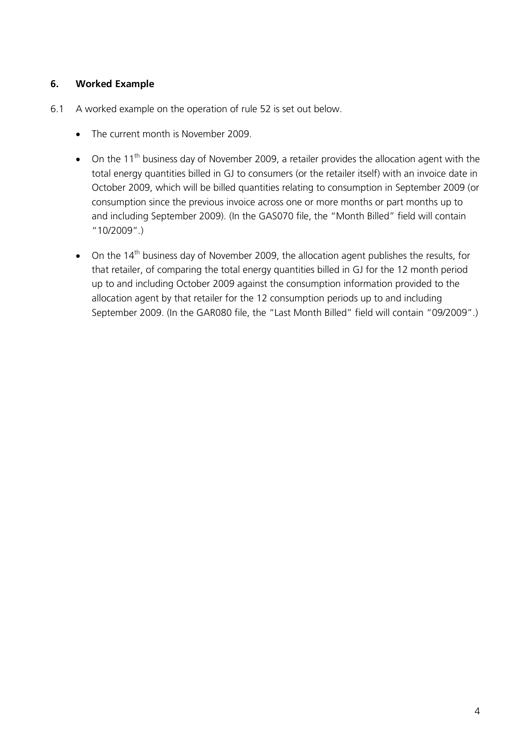## 6. Worked Example

6.1 A worked example on the operation of rule 52 is set out below.

- The current month is November 2009.
- On the 11th business day of November 2009, a retailer provides the allocation agent with the total energy quantities billed in GJ to consumers (or the retailer itself) with an invoice date in October 2009, which will be billed quantities relating to consumption in September 2009 (or consumption since the previous invoice across one or more months or part months up to and including September 2009). (In the GAS070 file, the "Month Billed" field will contain "10/2009".)
- On the 14th business day of November 2009, the allocation agent publishes the results, for that retailer, of comparing the total energy quantities billed in GJ for the 12 month period up to and including October 2009 against the consumption information provided to the allocation agent by that retailer for the 12 consumption periods up to and including September 2009. (In the GAR080 file, the "Last Month Billed" field will contain "09/2009".)